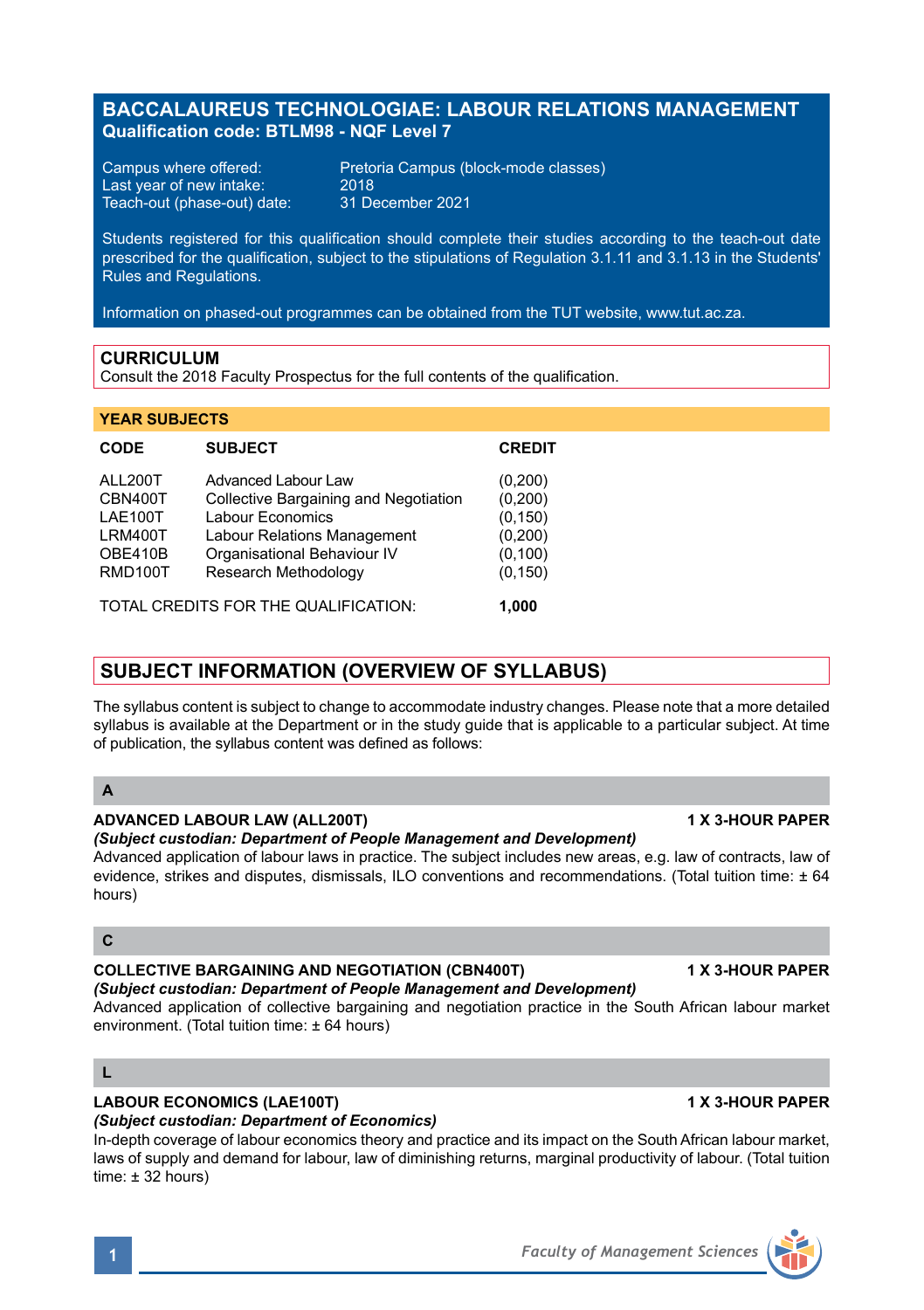# BACCALAUREUS TECHNOLOGIAE: LABOUR RELATIONS MANAGEMENT
**Qualification code: BTLM98 - NQF Level 7**

Campus where offered: Pretoria Campus (block-mode classes)
Last year of new intake: 2018
Teach-out (phase-out) date: 31 December 2021

Students registered for this qualification should complete their studies according to the teach-out date prescribed for the qualification, subject to the stipulations of Regulation 3.1.11 and 3.1.13 in the Students' Rules and Regulations.

Information on phased-out programmes can be obtained from the TUT website, www.tut.ac.za.

## CURRICULUM

Consult the 2018 Faculty Prospectus for the full contents of the qualification.

### YEAR SUBJECTS

| CODE | SUBJECT | CREDIT |
|---|---|---|
| ALL200T | Advanced Labour Law | (0,200) |
| CBN400T | Collective Bargaining and Negotiation | (0,200) |
| LAE100T | Labour Economics | (0,150) |
| LRM400T | Labour Relations Management | (0,200) |
| OBE410B | Organisational Behaviour IV | (0,100) |
| RMD100T | Research Methodology | (0,150) |

TOTAL CREDITS FOR THE QUALIFICATION: **1,000**

## SUBJECT INFORMATION (OVERVIEW OF SYLLABUS)

The syllabus content is subject to change to accommodate industry changes. Please note that a more detailed syllabus is available at the Department or in the study guide that is applicable to a particular subject. At time of publication, the syllabus content was defined as follows:

### A

**ADVANCED LABOUR LAW (ALL200T) 1 X 3-HOUR PAPER**
***(Subject custodian: Department of People Management and Development)***
Advanced application of labour laws in practice. The subject includes new areas, e.g. law of contracts, law of evidence, strikes and disputes, dismissals, ILO conventions and recommendations. (Total tuition time: ± 64 hours)

### C

**COLLECTIVE BARGAINING AND NEGOTIATION (CBN400T) 1 X 3-HOUR PAPER**
***(Subject custodian: Department of People Management and Development)***
Advanced application of collective bargaining and negotiation practice in the South African labour market environment. (Total tuition time: ± 64 hours)

### L

**LABOUR ECONOMICS (LAE100T) 1 X 3-HOUR PAPER**
***(Subject custodian: Department of Economics)***
In-depth coverage of labour economics theory and practice and its impact on the South African labour market, laws of supply and demand for labour, law of diminishing returns, marginal productivity of labour. (Total tuition time: ± 32 hours)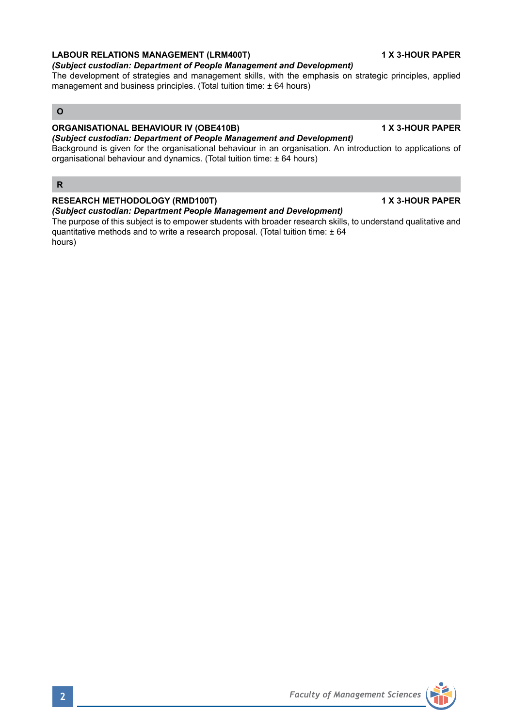**LABOUR RELATIONS MANAGEMENT (LRM400T)** **1 X 3-HOUR PAPER**

***(Subject custodian: Department of People Management and Development)***

The development of strategies and management skills, with the emphasis on strategic principles, applied management and business principles. (Total tuition time: ± 64 hours)

## O

**ORGANISATIONAL BEHAVIOUR IV (OBE410B)** **1 X 3-HOUR PAPER**

***(Subject custodian: Department of People Management and Development)***

Background is given for the organisational behaviour in an organisation. An introduction to applications of organisational behaviour and dynamics. (Total tuition time: ± 64 hours)

## R

**RESEARCH METHODOLOGY (RMD100T)** **1 X 3-HOUR PAPER**

***(Subject custodian: Department People Management and Development)***

The purpose of this subject is to empower students with broader research skills, to understand qualitative and quantitative methods and to write a research proposal. (Total tuition time: ± 64 hours)